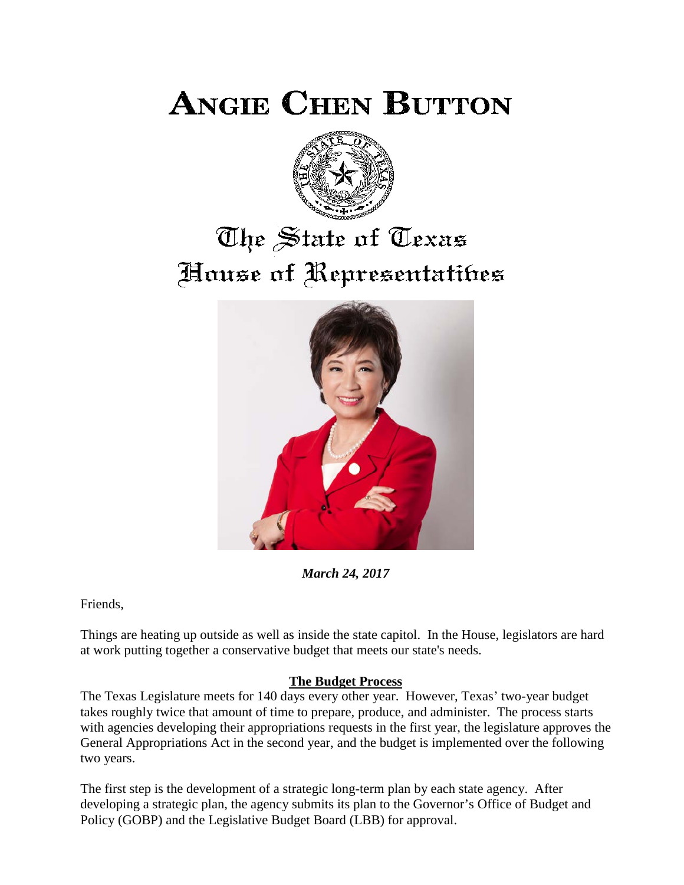# ANGIE CHEN BUTTON

## The State of Texas House of Representatives

***March 24, 2017***

Friends,

Things are heating up outside as well as inside the state capitol. In the House, legislators are hard at work putting together a conservative budget that meets our state's needs.

**The Budget Process**

The Texas Legislature meets for 140 days every other year. However, Texas' two-year budget takes roughly twice that amount of time to prepare, produce, and administer. The process starts with agencies developing their appropriations requests in the first year, the legislature approves the General Appropriations Act in the second year, and the budget is implemented over the following two years.

The first step is the development of a strategic long-term plan by each state agency. After developing a strategic plan, the agency submits its plan to the Governor's Office of Budget and Policy (GOBP) and the Legislative Budget Board (LBB) for approval.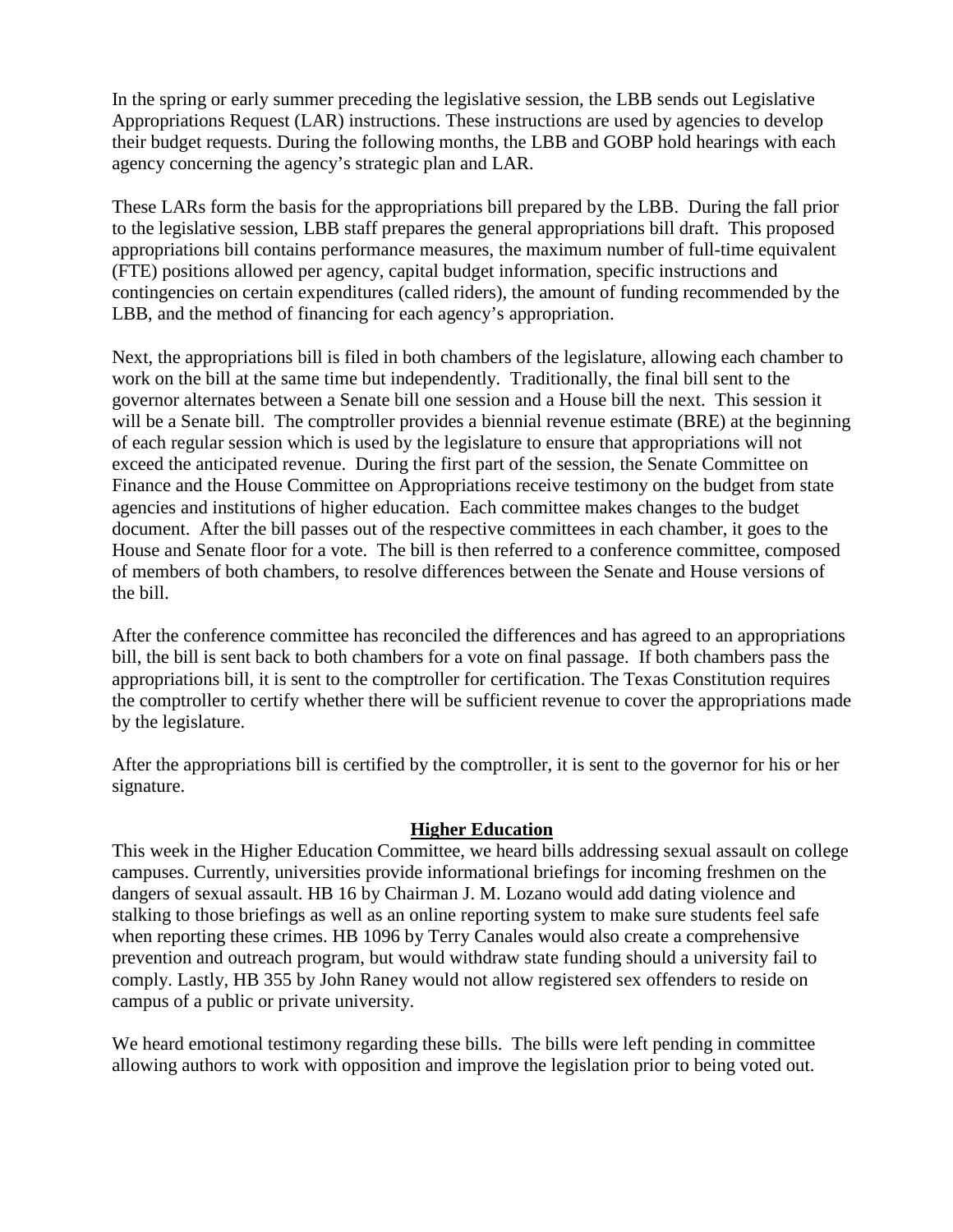In the spring or early summer preceding the legislative session, the LBB sends out Legislative Appropriations Request (LAR) instructions. These instructions are used by agencies to develop their budget requests. During the following months, the LBB and GOBP hold hearings with each agency concerning the agency's strategic plan and LAR.

These LARs form the basis for the appropriations bill prepared by the LBB. During the fall prior to the legislative session, LBB staff prepares the general appropriations bill draft. This proposed appropriations bill contains performance measures, the maximum number of full-time equivalent (FTE) positions allowed per agency, capital budget information, specific instructions and contingencies on certain expenditures (called riders), the amount of funding recommended by the LBB, and the method of financing for each agency's appropriation.

Next, the appropriations bill is filed in both chambers of the legislature, allowing each chamber to work on the bill at the same time but independently. Traditionally, the final bill sent to the governor alternates between a Senate bill one session and a House bill the next. This session it will be a Senate bill. The comptroller provides a biennial revenue estimate (BRE) at the beginning of each regular session which is used by the legislature to ensure that appropriations will not exceed the anticipated revenue. During the first part of the session, the Senate Committee on Finance and the House Committee on Appropriations receive testimony on the budget from state agencies and institutions of higher education. Each committee makes changes to the budget document. After the bill passes out of the respective committees in each chamber, it goes to the House and Senate floor for a vote. The bill is then referred to a conference committee, composed of members of both chambers, to resolve differences between the Senate and House versions of the bill.

After the conference committee has reconciled the differences and has agreed to an appropriations bill, the bill is sent back to both chambers for a vote on final passage. If both chambers pass the appropriations bill, it is sent to the comptroller for certification. The Texas Constitution requires the comptroller to certify whether there will be sufficient revenue to cover the appropriations made by the legislature.

After the appropriations bill is certified by the comptroller, it is sent to the governor for his or her signature.

## Higher Education

This week in the Higher Education Committee, we heard bills addressing sexual assault on college campuses. Currently, universities provide informational briefings for incoming freshmen on the dangers of sexual assault. HB 16 by Chairman J. M. Lozano would add dating violence and stalking to those briefings as well as an online reporting system to make sure students feel safe when reporting these crimes. HB 1096 by Terry Canales would also create a comprehensive prevention and outreach program, but would withdraw state funding should a university fail to comply. Lastly, HB 355 by John Raney would not allow registered sex offenders to reside on campus of a public or private university.

We heard emotional testimony regarding these bills. The bills were left pending in committee allowing authors to work with opposition and improve the legislation prior to being voted out.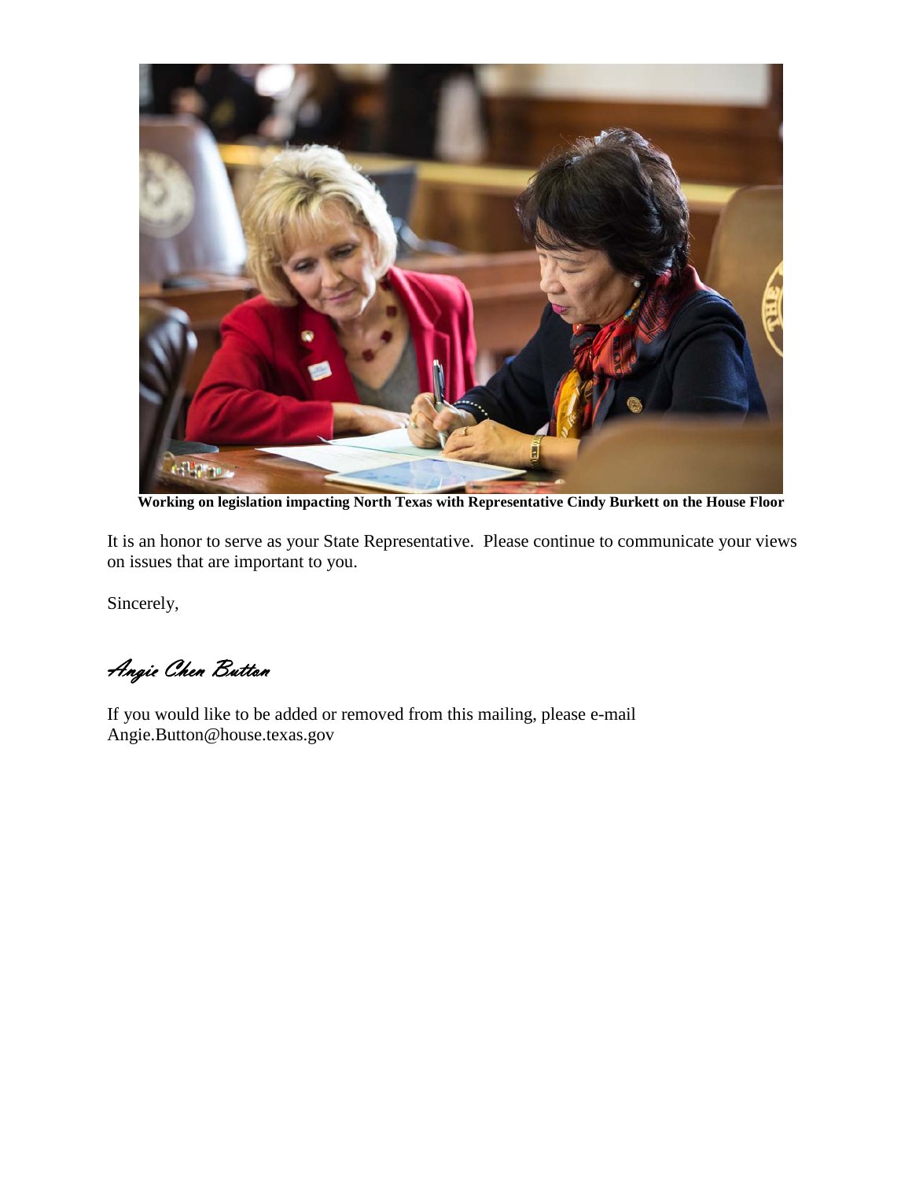**Working on legislation impacting North Texas with Representative Cindy Burkett on the House Floor**

It is an honor to serve as your State Representative. Please continue to communicate your views on issues that are important to you.

Sincerely,

*Angie Chen Button*

If you would like to be added or removed from this mailing, please e-mail Angie.Button@house.texas.gov